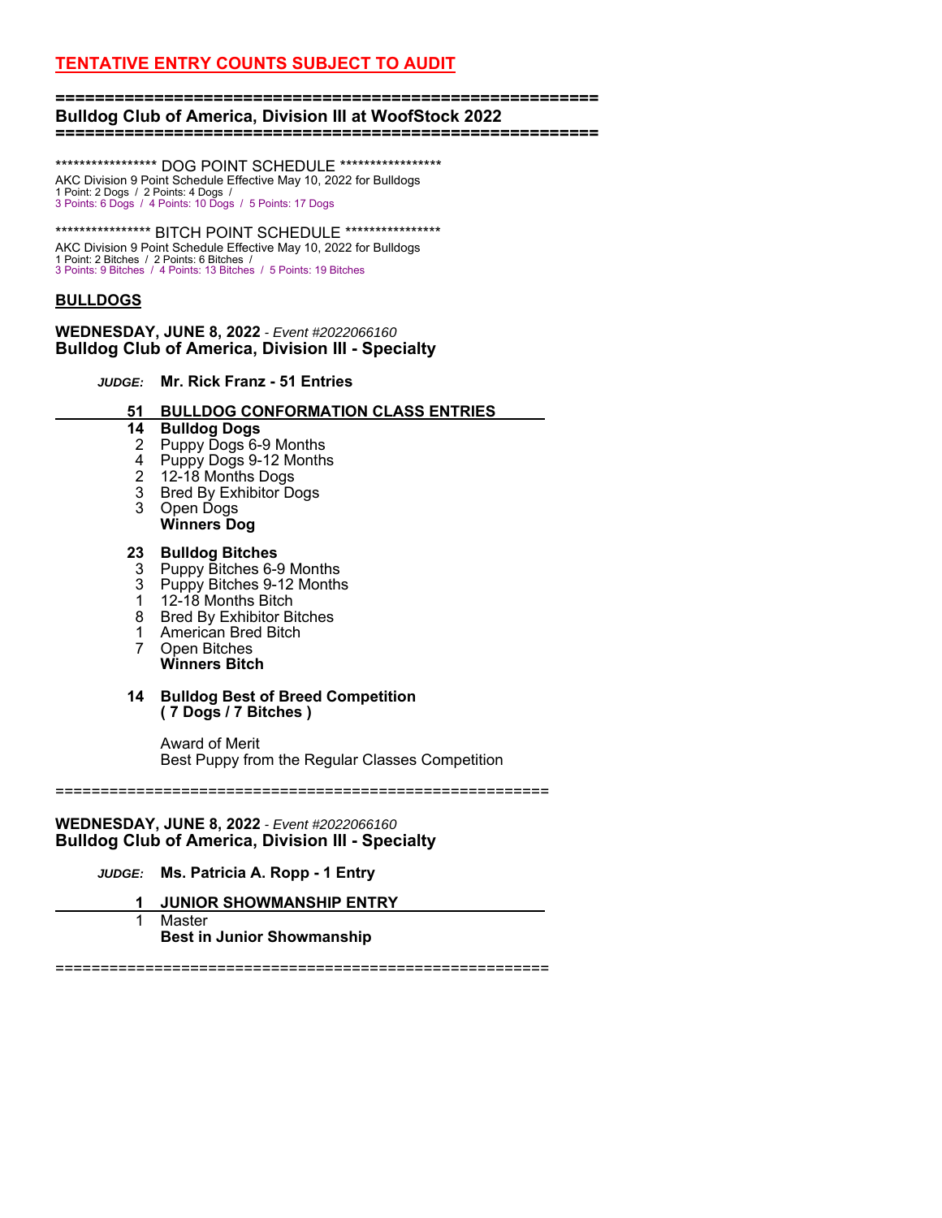**TENTATIVE ENTRY COUNTS SUBJECT TO AUDIT**

=======================================================

## Bulldog Club of America, Division III at WoofStock 2022

=======================================================

****************** DOG POINT SCHEDULE ******************

AKC Division 9 Point Schedule Effective May 10, 2022 for Bulldogs
1 Point: 2 Dogs / 2 Points: 4 Dogs /
3 Points: 6 Dogs / 4 Points: 10 Dogs / 5 Points: 17 Dogs

**************** BITCH POINT SCHEDULE ****************

AKC Division 9 Point Schedule Effective May 10, 2022 for Bulldogs
1 Point: 2 Bitches / 2 Points: 6 Bitches /
3 Points: 9 Bitches / 4 Points: 13 Bitches / 5 Points: 19 Bitches

### BULLDOGS

**WEDNESDAY, JUNE 8, 2022** - *Event #2022066160*
**Bulldog Club of America, Division III - Specialty**

*JUDGE:* **Mr. Rick Franz - 51 Entries**

**51 BULLDOG CONFORMATION CLASS ENTRIES**

**14 Bulldog Dogs**
2 Puppy Dogs 6-9 Months
4 Puppy Dogs 9-12 Months
2 12-18 Months Dogs
3 Bred By Exhibitor Dogs
3 Open Dogs
**Winners Dog**

**23 Bulldog Bitches**
3 Puppy Bitches 6-9 Months
3 Puppy Bitches 9-12 Months
1 12-18 Months Bitch
8 Bred By Exhibitor Bitches
1 American Bred Bitch
7 Open Bitches
**Winners Bitch**

**14 Bulldog Best of Breed Competition**
**( 7 Dogs / 7 Bitches )**

Award of Merit
Best Puppy from the Regular Classes Competition

=======================================================

**WEDNESDAY, JUNE 8, 2022** - *Event #2022066160*
**Bulldog Club of America, Division III - Specialty**

*JUDGE:* **Ms. Patricia A. Ropp - 1 Entry**

**1 JUNIOR SHOWMANSHIP ENTRY**

1 Master
**Best in Junior Showmanship**

=======================================================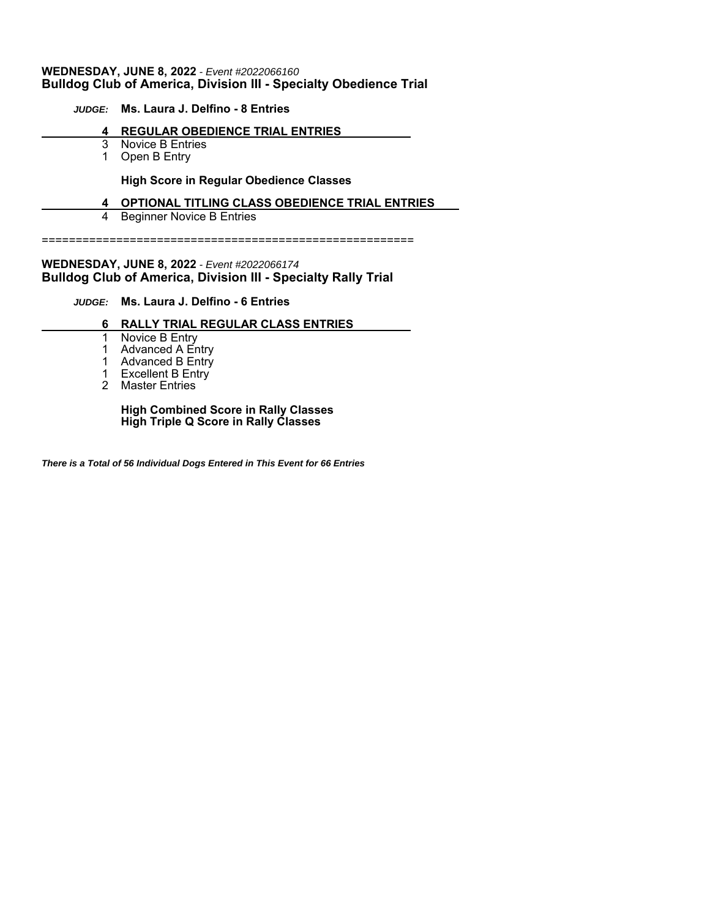**WEDNESDAY, JUNE 8, 2022** - *Event #2022066160*
**Bulldog Club of America, Division III - Specialty Obedience Trial**

***JUDGE:*** **Ms. Laura J. Delfino - 8 Entries**

**4 REGULAR OBEDIENCE TRIAL ENTRIES**

3 Novice B Entries
1 Open B Entry

**High Score in Regular Obedience Classes**

**4 OPTIONAL TITLING CLASS OBEDIENCE TRIAL ENTRIES**

4 Beginner Novice B Entries

=====================================================

**WEDNESDAY, JUNE 8, 2022** - *Event #2022066174*
**Bulldog Club of America, Division III - Specialty Rally Trial**

***JUDGE:*** **Ms. Laura J. Delfino - 6 Entries**

**6 RALLY TRIAL REGULAR CLASS ENTRIES**

1 Novice B Entry
1 Advanced A Entry
1 Advanced B Entry
1 Excellent B Entry
2 Master Entries

**High Combined Score in Rally Classes**
**High Triple Q Score in Rally Classes**

***There is a Total of 56 Individual Dogs Entered in This Event for 66 Entries***